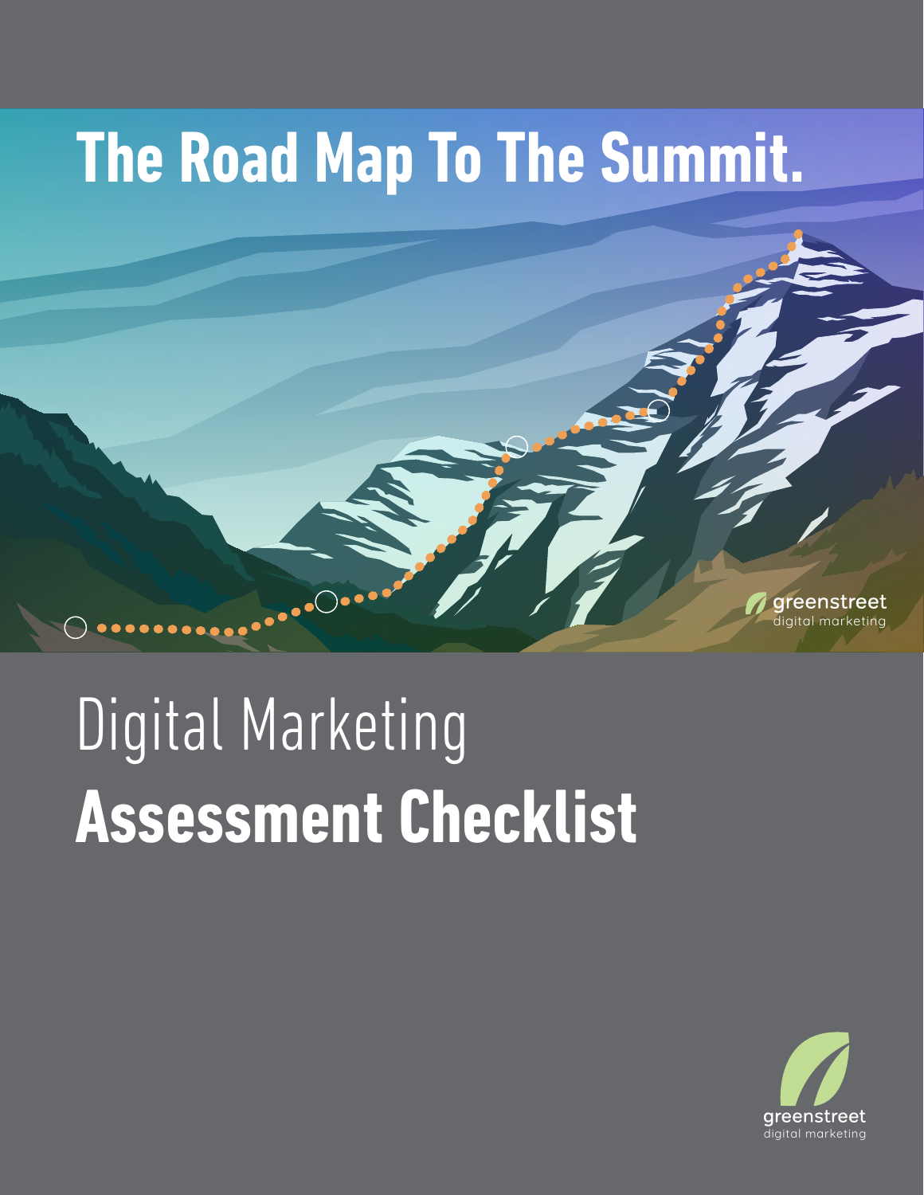# The Road Map To The Summit.

greenstreet
digital marketing

# Digital Marketing **Assessment Checklist**

greenstreet
digital marketing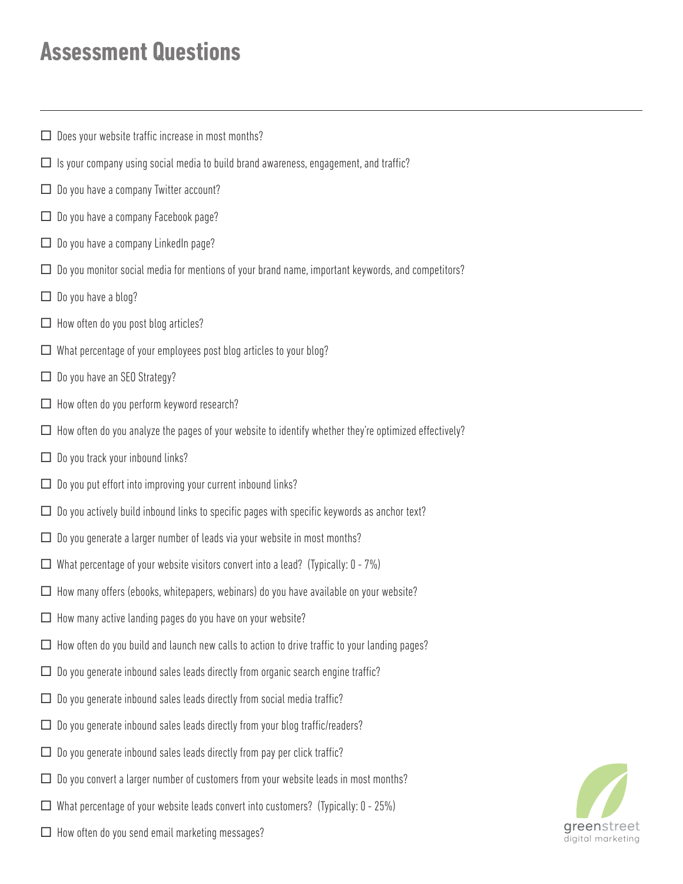# Assessment Questions

- [ ] Does your website traffic increase in most months?
- [ ] Is your company using social media to build brand awareness, engagement, and traffic?
- [ ] Do you have a company Twitter account?
- [ ] Do you have a company Facebook page?
- [ ] Do you have a company LinkedIn page?
- [ ] Do you monitor social media for mentions of your brand name, important keywords, and competitors?
- [ ] Do you have a blog?
- [ ] How often do you post blog articles?
- [ ] What percentage of your employees post blog articles to your blog?
- [ ] Do you have an SEO Strategy?
- [ ] How often do you perform keyword research?
- [ ] How often do you analyze the pages of your website to identify whether they're optimized effectively?
- [ ] Do you track your inbound links?
- [ ] Do you put effort into improving your current inbound links?
- [ ] Do you actively build inbound links to specific pages with specific keywords as anchor text?
- [ ] Do you generate a larger number of leads via your website in most months?
- [ ] What percentage of your website visitors convert into a lead? (Typically: 0 - 7%)
- [ ] How many offers (ebooks, whitepapers, webinars) do you have available on your website?
- [ ] How many active landing pages do you have on your website?
- [ ] How often do you build and launch new calls to action to drive traffic to your landing pages?
- [ ] Do you generate inbound sales leads directly from organic search engine traffic?
- [ ] Do you generate inbound sales leads directly from social media traffic?
- [ ] Do you generate inbound sales leads directly from your blog traffic/readers?
- [ ] Do you generate inbound sales leads directly from pay per click traffic?
- [ ] Do you convert a larger number of customers from your website leads in most months?
- [ ] What percentage of your website leads convert into customers? (Typically: 0 - 25%)
- [ ] How often do you send email marketing messages?

greenstreet
digital marketing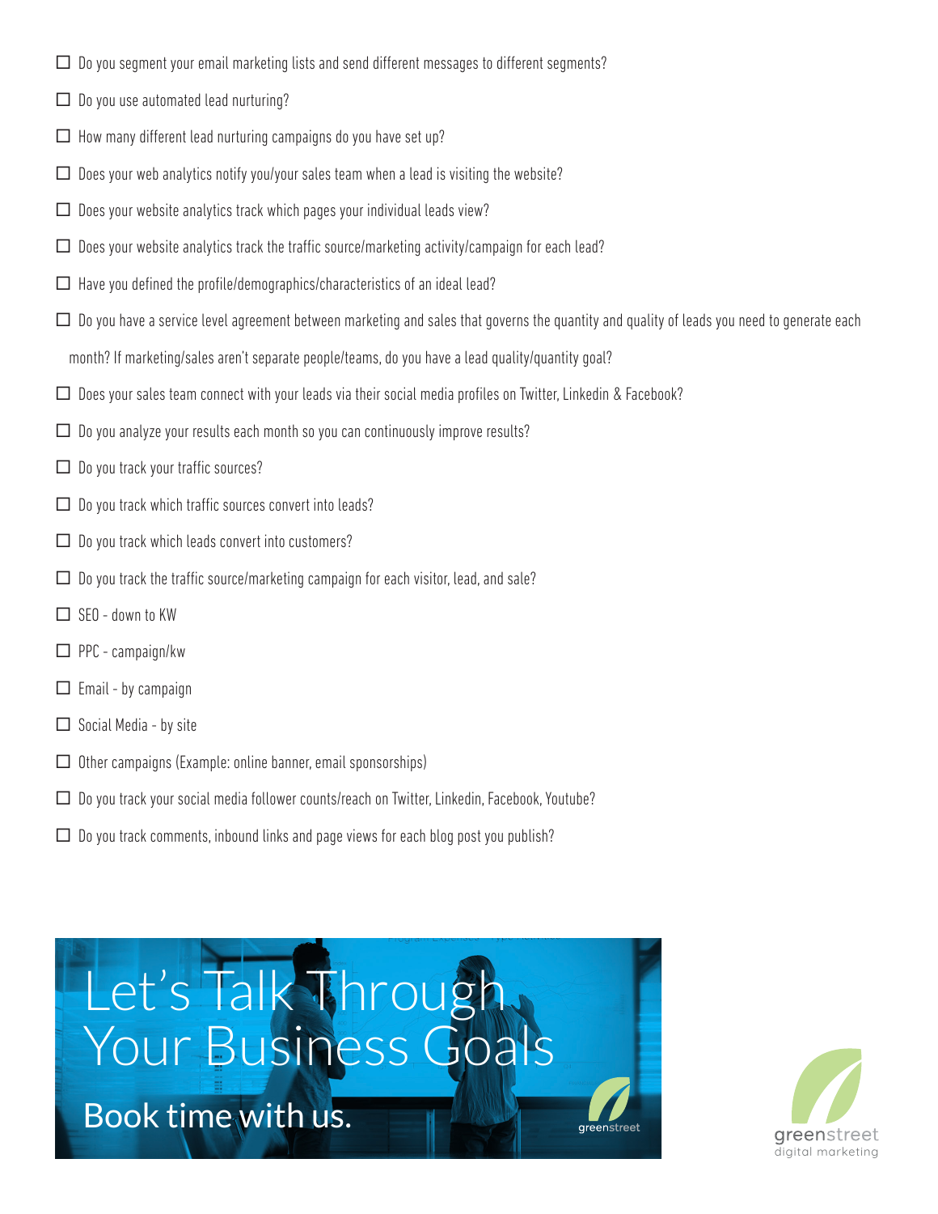- ☐ Do you segment your email marketing lists and send different messages to different segments?
- ☐ Do you use automated lead nurturing?
- ☐ How many different lead nurturing campaigns do you have set up?
- ☐ Does your web analytics notify you/your sales team when a lead is visiting the website?
- ☐ Does your website analytics track which pages your individual leads view?
- ☐ Does your website analytics track the traffic source/marketing activity/campaign for each lead?
- ☐ Have you defined the profile/demographics/characteristics of an ideal lead?
- ☐ Do you have a service level agreement between marketing and sales that governs the quantity and quality of leads you need to generate each month? If marketing/sales aren't separate people/teams, do you have a lead quality/quantity goal?
- ☐ Does your sales team connect with your leads via their social media profiles on Twitter, Linkedin & Facebook?
- ☐ Do you analyze your results each month so you can continuously improve results?
- ☐ Do you track your traffic sources?
- ☐ Do you track which traffic sources convert into leads?
- ☐ Do you track which leads convert into customers?
- ☐ Do you track the traffic source/marketing campaign for each visitor, lead, and sale?
- ☐ SEO - down to KW
- ☐ PPC - campaign/kw
- ☐ Email - by campaign
- ☐ Social Media - by site
- ☐ Other campaigns (Example: online banner, email sponsorships)
- ☐ Do you track your social media follower counts/reach on Twitter, Linkedin, Facebook, Youtube?
- ☐ Do you track comments, inbound links and page views for each blog post you publish?

Let's Talk Through Your Business Goals

Book time with us.

greenstreet

greenstreet digital marketing